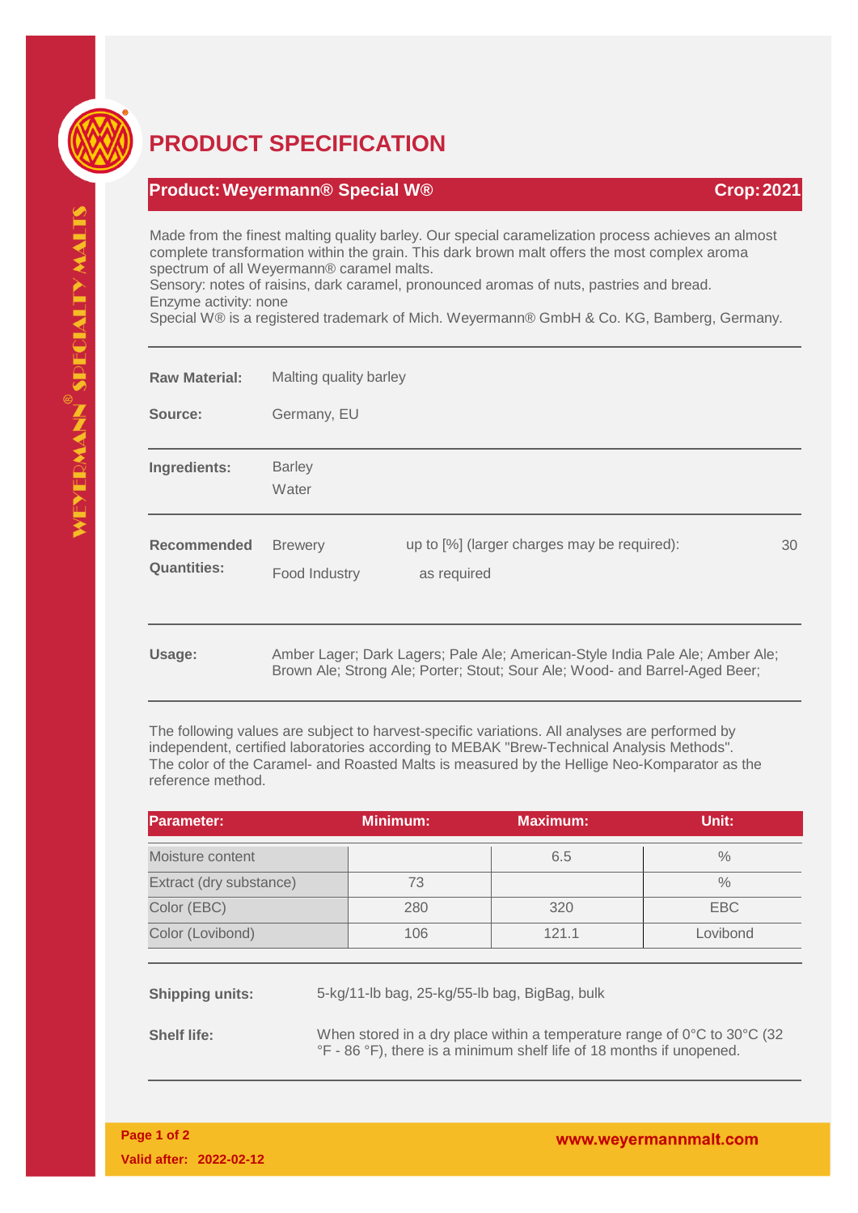# PRODUCT SPECIFICATION

**Product: Weyermann® Special W®** **Crop: 2021**

Made from the finest malting quality barley. Our special caramelization process achieves an almost complete transformation within the grain. This dark brown malt offers the most complex aroma spectrum of all Weyermann® caramel malts.
Sensory: notes of raisins, dark caramel, pronounced aromas of nuts, pastries and bread.
Enzyme activity: none
Special W® is a registered trademark of Mich. Weyermann® GmbH & Co. KG, Bamberg, Germany.

---

**Raw Material:** Malting quality barley

**Source:** Germany, EU

---

**Ingredients:** Barley
Water

---

**Recommended Quantities:**

| | | |
|---|---|---|
| Brewery | up to [%] (larger charges may be required): | 30 |
| Food Industry | as required | |

---

**Usage:** Amber Lager; Dark Lagers; Pale Ale; American-Style India Pale Ale; Amber Ale; Brown Ale; Strong Ale; Porter; Stout; Sour Ale; Wood- and Barrel-Aged Beer;

---

The following values are subject to harvest-specific variations. All analyses are performed by independent, certified laboratories according to MEBAK "Brew-Technical Analysis Methods". The color of the Caramel- and Roasted Malts is measured by the Hellige Neo-Komparator as the reference method.

| Parameter: | Minimum: | Maximum: | Unit: |
|---|---|---|---|
| Moisture content | | 6.5 | % |
| Extract (dry substance) | 73 | | % |
| Color (EBC) | 280 | 320 | EBC |
| Color (Lovibond) | 106 | 121.1 | Lovibond |

---

**Shipping units:** 5-kg/11-lb bag, 25-kg/55-lb bag, BigBag, bulk

**Shelf life:** When stored in a dry place within a temperature range of 0°C to 30°C (32 °F - 86 °F), there is a minimum shelf life of 18 months if unopened.

---

Valid after: 2022-02-12

www.weyermannmalt.com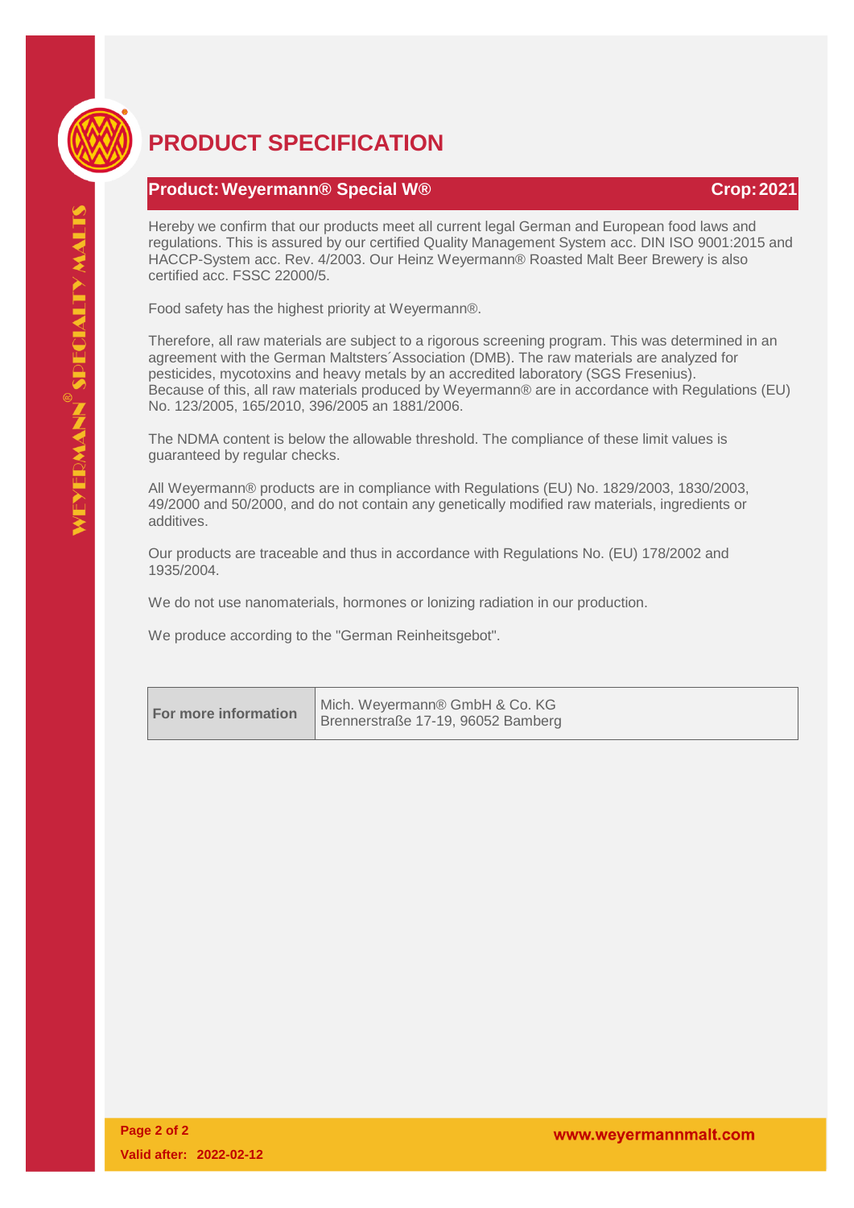# PRODUCT SPECIFICATION

**Product: Weyermann® Special W®** **Crop: 2021**

Hereby we confirm that our products meet all current legal German and European food laws and regulations. This is assured by our certified Quality Management System acc. DIN ISO 9001:2015 and HACCP-System acc. Rev. 4/2003. Our Heinz Weyermann® Roasted Malt Beer Brewery is also certified acc. FSSC 22000/5.

Food safety has the highest priority at Weyermann®.

Therefore, all raw materials are subject to a rigorous screening program. This was determined in an agreement with the German Maltsters´Association (DMB). The raw materials are analyzed for pesticides, mycotoxins and heavy metals by an accredited laboratory (SGS Fresenius). Because of this, all raw materials produced by Weyermann® are in accordance with Regulations (EU) No. 123/2005, 165/2010, 396/2005 an 1881/2006.

The NDMA content is below the allowable threshold. The compliance of these limit values is guaranteed by regular checks.

All Weyermann® products are in compliance with Regulations (EU) No. 1829/2003, 1830/2003, 49/2000 and 50/2000, and do not contain any genetically modified raw materials, ingredients or additives.

Our products are traceable and thus in accordance with Regulations No. (EU) 178/2002 and 1935/2004.

We do not use nanomaterials, hormones or Ionizing radiation in our production.

We produce according to the "German Reinheitsgebot".

| | |
|---|---|
| **For more information** | Mich. Weyermann® GmbH & Co. KG<br>Brennerstraße 17-19, 96052 Bamberg |

**Valid after: 2022-02-12**

**www.weyermannmalt.com**